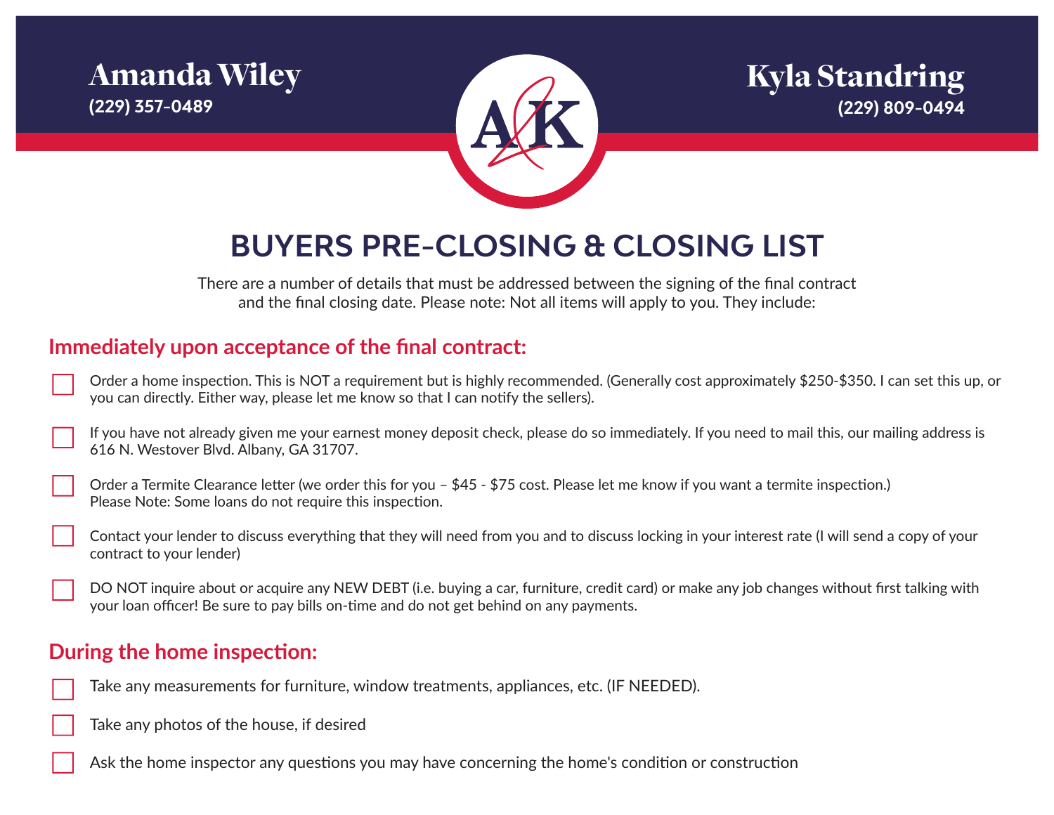**Amanda Wiley**
(229) 357-0489

**Kyla Standring**
(229) 809-0494

# BUYERS PRE-CLOSING & CLOSING LIST

There are a number of details that must be addressed between the signing of the final contract and the final closing date. Please note: Not all items will apply to you. They include:

## Immediately upon acceptance of the final contract:

- [ ] Order a home inspection. This is NOT a requirement but is highly recommended. (Generally cost approximately $250-$350. I can set this up, or you can directly. Either way, please let me know so that I can notify the sellers).
- [ ] If you have not already given me your earnest money deposit check, please do so immediately. If you need to mail this, our mailing address is 616 N. Westover Blvd. Albany, GA 31707.
- [ ] Order a Termite Clearance letter (we order this for you – $45 - $75 cost. Please let me know if you want a termite inspection.) Please Note: Some loans do not require this inspection.
- [ ] Contact your lender to discuss everything that they will need from you and to discuss locking in your interest rate (I will send a copy of your contract to your lender)
- [ ] DO NOT inquire about or acquire any NEW DEBT (i.e. buying a car, furniture, credit card) or make any job changes without first talking with your loan officer! Be sure to pay bills on-time and do not get behind on any payments.

## During the home inspection:

- [ ] Take any measurements for furniture, window treatments, appliances, etc. (IF NEEDED).
- [ ] Take any photos of the house, if desired
- [ ] Ask the home inspector any questions you may have concerning the home's condition or construction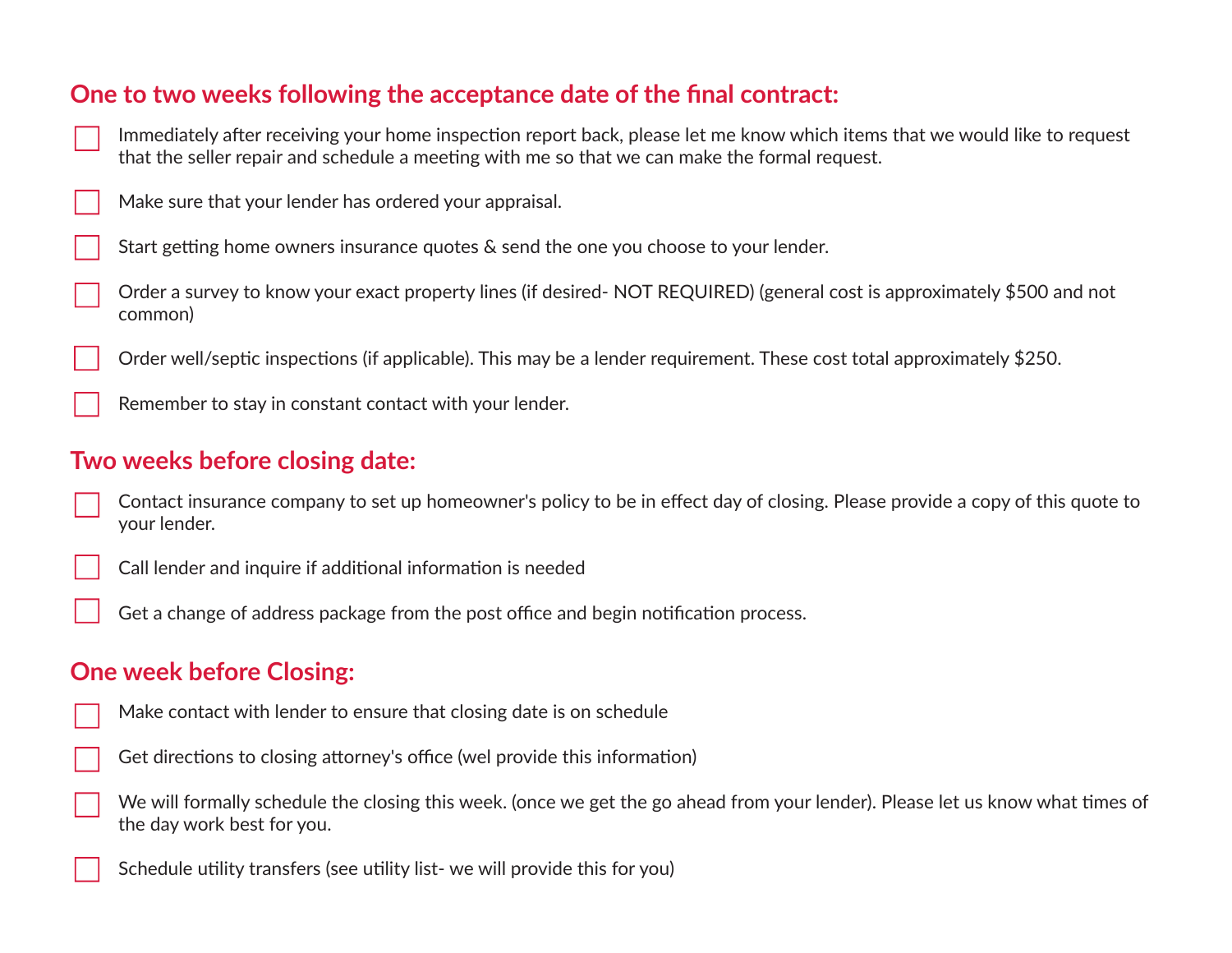## One to two weeks following the acceptance date of the final contract:

- [ ] Immediately after receiving your home inspection report back, please let me know which items that we would like to request that the seller repair and schedule a meeting with me so that we can make the formal request.
- [ ] Make sure that your lender has ordered your appraisal.
- [ ] Start getting home owners insurance quotes & send the one you choose to your lender.
- [ ] Order a survey to know your exact property lines (if desired- NOT REQUIRED) (general cost is approximately $500 and not common)
- [ ] Order well/septic inspections (if applicable). This may be a lender requirement. These cost total approximately $250.
- [ ] Remember to stay in constant contact with your lender.

## Two weeks before closing date:

- [ ] Contact insurance company to set up homeowner's policy to be in effect day of closing. Please provide a copy of this quote to your lender.
- [ ] Call lender and inquire if additional information is needed
- [ ] Get a change of address package from the post office and begin notification process.

## One week before Closing:

- [ ] Make contact with lender to ensure that closing date is on schedule
- [ ] Get directions to closing attorney's office (wel provide this information)
- [ ] We will formally schedule the closing this week. (once we get the go ahead from your lender). Please let us know what times of the day work best for you.
- [ ] Schedule utility transfers (see utility list- we will provide this for you)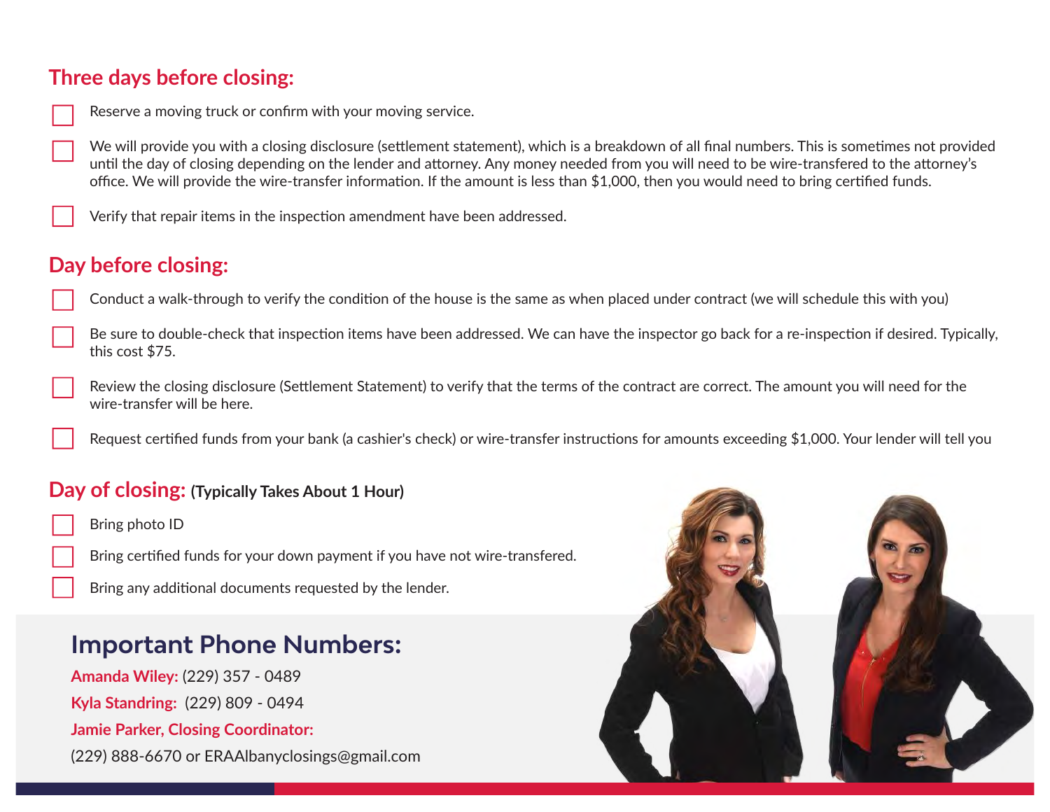## Three days before closing:

- [ ] Reserve a moving truck or confirm with your moving service.
- [ ] We will provide you with a closing disclosure (settlement statement), which is a breakdown of all final numbers. This is sometimes not provided until the day of closing depending on the lender and attorney. Any money needed from you will need to be wire-transfered to the attorney's office. We will provide the wire-transfer information. If the amount is less than $1,000, then you would need to bring certified funds.
- [ ] Verify that repair items in the inspection amendment have been addressed.

## Day before closing:

- [ ] Conduct a walk-through to verify the condition of the house is the same as when placed under contract (we will schedule this with you)
- [ ] Be sure to double-check that inspection items have been addressed. We can have the inspector go back for a re-inspection if desired. Typically, this cost $75.
- [ ] Review the closing disclosure (Settlement Statement) to verify that the terms of the contract are correct. The amount you will need for the wire-transfer will be here.
- [ ] Request certified funds from your bank (a cashier's check) or wire-transfer instructions for amounts exceeding $1,000. Your lender will tell you

## Day of closing: **(Typically Takes About 1 Hour)**

- [ ] Bring photo ID
- [ ] Bring certified funds for your down payment if you have not wire-transfered.
- [ ] Bring any additional documents requested by the lender.

## Important Phone Numbers:

**Amanda Wiley:** (229) 357 - 0489

**Kyla Standring:** (229) 809 - 0494

**Jamie Parker, Closing Coordinator:**

(229) 888-6670 or ERAAlbanyclosings@gmail.com